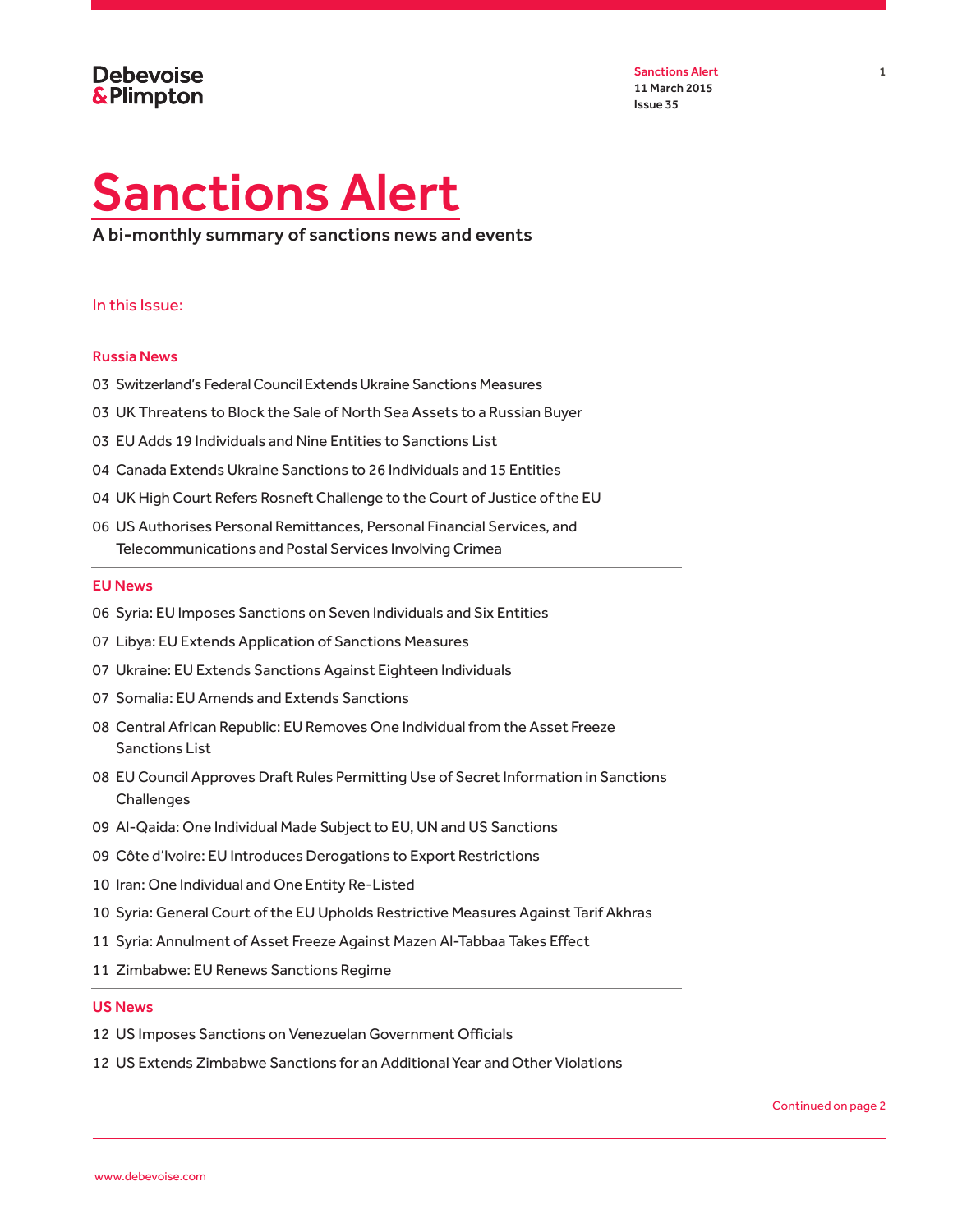Debevoise & Plimpton

Sanctions Alert
11 March 2015
Issue 35

# Sanctions Alert

A bi-monthly summary of sanctions news and events

## In this Issue:

### Russia News

03 Switzerland's Federal Council Extends Ukraine Sanctions Measures

03 UK Threatens to Block the Sale of North Sea Assets to a Russian Buyer

03 EU Adds 19 Individuals and Nine Entities to Sanctions List

04 Canada Extends Ukraine Sanctions to 26 Individuals and 15 Entities

04 UK High Court Refers Rosneft Challenge to the Court of Justice of the EU

06 US Authorises Personal Remittances, Personal Financial Services, and Telecommunications and Postal Services Involving Crimea

### EU News

06 Syria: EU Imposes Sanctions on Seven Individuals and Six Entities

07 Libya: EU Extends Application of Sanctions Measures

07 Ukraine: EU Extends Sanctions Against Eighteen Individuals

07 Somalia: EU Amends and Extends Sanctions

08 Central African Republic: EU Removes One Individual from the Asset Freeze Sanctions List

08 EU Council Approves Draft Rules Permitting Use of Secret Information in Sanctions Challenges

09 Al-Qaida: One Individual Made Subject to EU, UN and US Sanctions

09 Côte d'Ivoire: EU Introduces Derogations to Export Restrictions

10 Iran: One Individual and One Entity Re-Listed

10 Syria: General Court of the EU Upholds Restrictive Measures Against Tarif Akhras

11 Syria: Annulment of Asset Freeze Against Mazen Al-Tabbaa Takes Effect

11 Zimbabwe: EU Renews Sanctions Regime

### US News

12 US Imposes Sanctions on Venezuelan Government Officials

12 US Extends Zimbabwe Sanctions for an Additional Year and Other Violations

Continued on page 2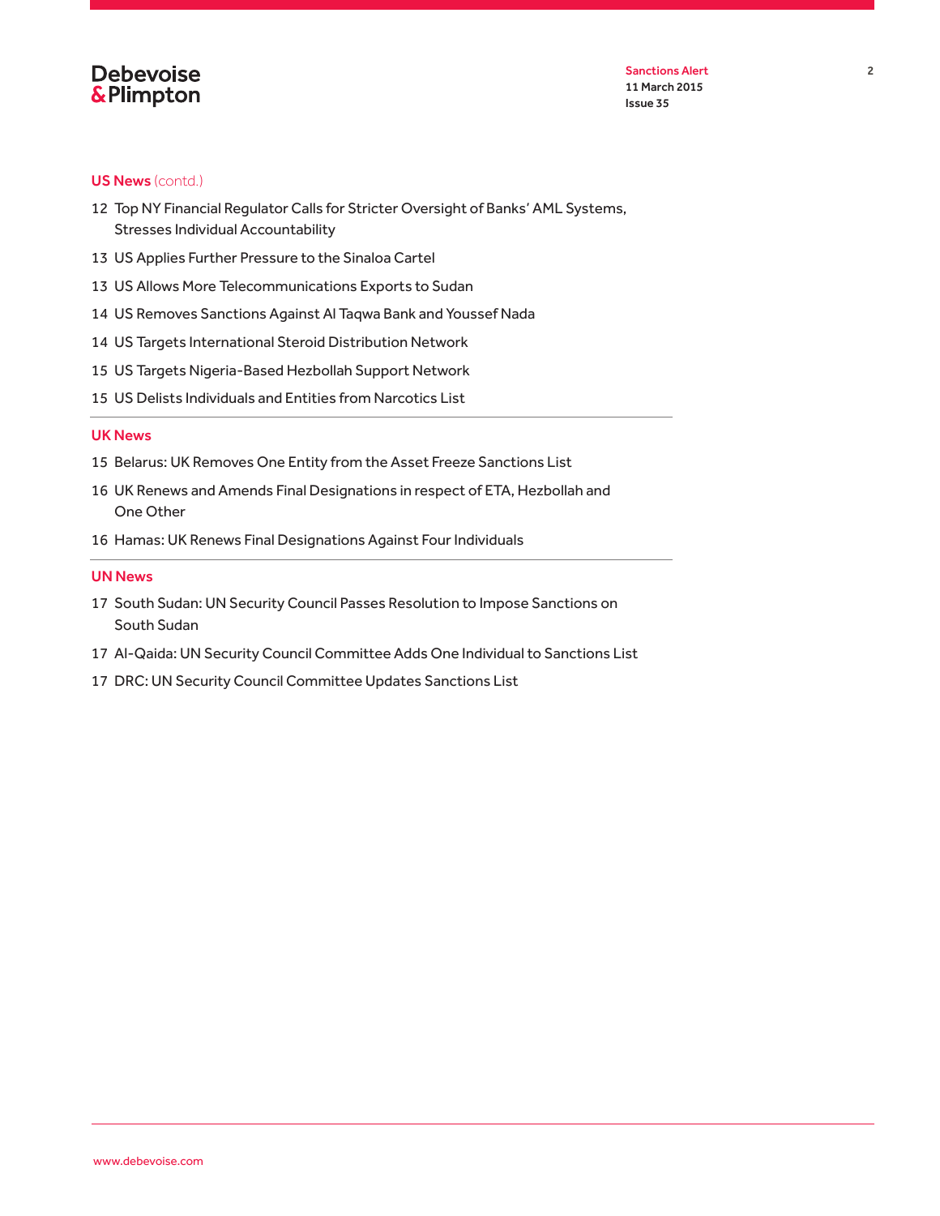## US News (contd.)

12 Top NY Financial Regulator Calls for Stricter Oversight of Banks' AML Systems, Stresses Individual Accountability

13 US Applies Further Pressure to the Sinaloa Cartel

13 US Allows More Telecommunications Exports to Sudan

14 US Removes Sanctions Against Al Taqwa Bank and Youssef Nada

14 US Targets International Steroid Distribution Network

15 US Targets Nigeria-Based Hezbollah Support Network

15 US Delists Individuals and Entities from Narcotics List

## UK News

15 Belarus: UK Removes One Entity from the Asset Freeze Sanctions List

16 UK Renews and Amends Final Designations in respect of ETA, Hezbollah and One Other

16 Hamas: UK Renews Final Designations Against Four Individuals

## UN News

17 South Sudan: UN Security Council Passes Resolution to Impose Sanctions on South Sudan

17 Al-Qaida: UN Security Council Committee Adds One Individual to Sanctions List

17 DRC: UN Security Council Committee Updates Sanctions List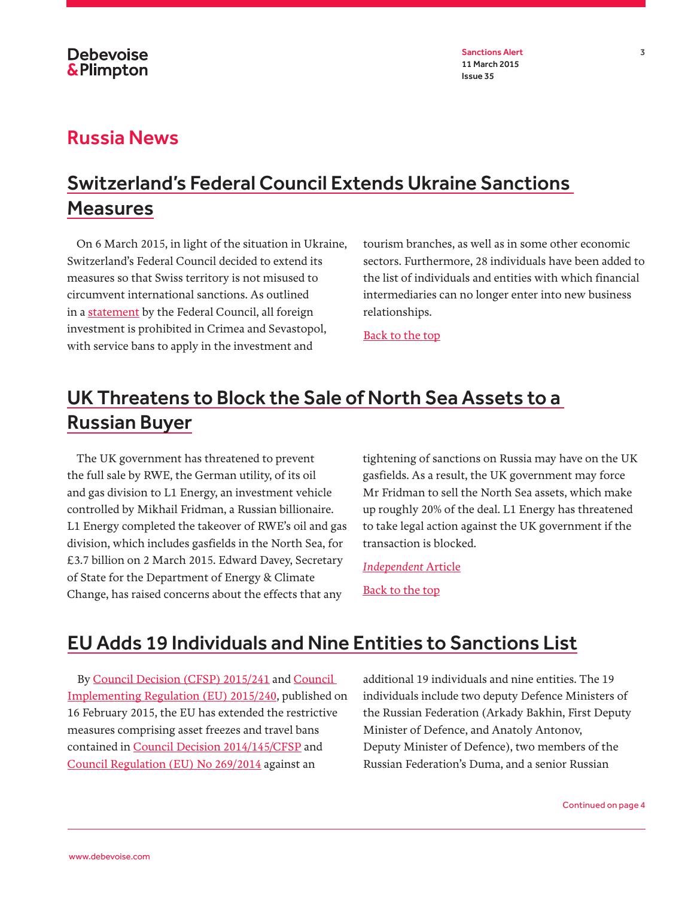# Russia News

## Switzerland's Federal Council Extends Ukraine Sanctions Measures

On 6 March 2015, in light of the situation in Ukraine, Switzerland's Federal Council decided to extend its measures so that Swiss territory is not misused to circumvent international sanctions. As outlined in a statement by the Federal Council, all foreign investment is prohibited in Crimea and Sevastopol, with service bans to apply in the investment and tourism branches, as well as in some other economic sectors. Furthermore, 28 individuals have been added to the list of individuals and entities with which financial intermediaries can no longer enter into new business relationships.

Back to the top

## UK Threatens to Block the Sale of North Sea Assets to a Russian Buyer

The UK government has threatened to prevent the full sale by RWE, the German utility, of its oil and gas division to L1 Energy, an investment vehicle controlled by Mikhail Fridman, a Russian billionaire. L1 Energy completed the takeover of RWE's oil and gas division, which includes gasfields in the North Sea, for £3.7 billion on 2 March 2015. Edward Davey, Secretary of State for the Department of Energy & Climate Change, has raised concerns about the effects that any tightening of sanctions on Russia may have on the UK gasfields. As a result, the UK government may force Mr Fridman to sell the North Sea assets, which make up roughly 20% of the deal. L1 Energy has threatened to take legal action against the UK government if the transaction is blocked.

*Independent* Article

Back to the top

## EU Adds 19 Individuals and Nine Entities to Sanctions List

By Council Decision (CFSP) 2015/241 and Council Implementing Regulation (EU) 2015/240, published on 16 February 2015, the EU has extended the restrictive measures comprising asset freezes and travel bans contained in Council Decision 2014/145/CFSP and Council Regulation (EU) No 269/2014 against an additional 19 individuals and nine entities. The 19 individuals include two deputy Defence Ministers of the Russian Federation (Arkady Bakhin, First Deputy Minister of Defence, and Anatoly Antonov, Deputy Minister of Defence), two members of the Russian Federation's Duma, and a senior Russian

Continued on page 4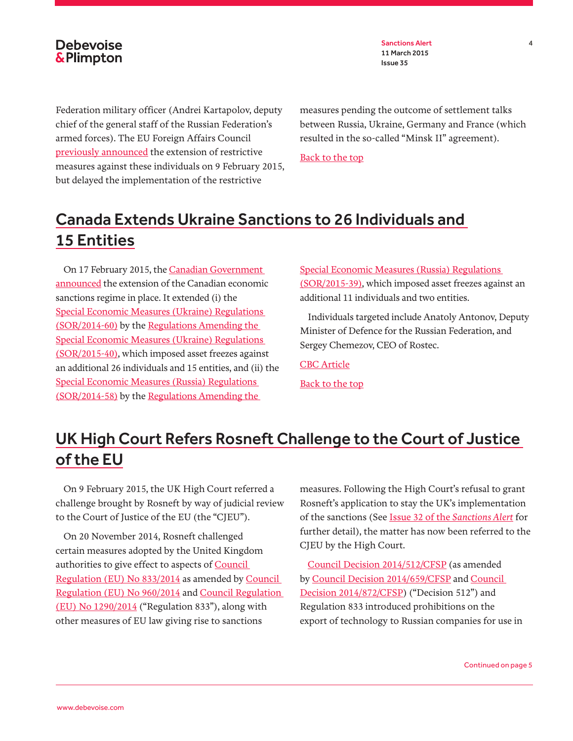Federation military officer (Andrei Kartapolov, deputy chief of the general staff of the Russian Federation's armed forces). The EU Foreign Affairs Council previously announced the extension of restrictive measures against these individuals on 9 February 2015, but delayed the implementation of the restrictive measures pending the outcome of settlement talks between Russia, Ukraine, Germany and France (which resulted in the so-called "Minsk II" agreement).

Back to the top

## Canada Extends Ukraine Sanctions to 26 Individuals and 15 Entities

On 17 February 2015, the Canadian Government announced the extension of the Canadian economic sanctions regime in place. It extended (i) the Special Economic Measures (Ukraine) Regulations (SOR/2014-60) by the Regulations Amending the Special Economic Measures (Ukraine) Regulations (SOR/2015-40), which imposed asset freezes against an additional 26 individuals and 15 entities, and (ii) the Special Economic Measures (Russia) Regulations (SOR/2014-58) by the Regulations Amending the Special Economic Measures (Russia) Regulations (SOR/2015-39), which imposed asset freezes against an additional 11 individuals and two entities.

Individuals targeted include Anatoly Antonov, Deputy Minister of Defence for the Russian Federation, and Sergey Chemezov, CEO of Rostec.

CBC Article

Back to the top

## UK High Court Refers Rosneft Challenge to the Court of Justice of the EU

On 9 February 2015, the UK High Court referred a challenge brought by Rosneft by way of judicial review to the Court of Justice of the EU (the "CJEU").

On 20 November 2014, Rosneft challenged certain measures adopted by the United Kingdom authorities to give effect to aspects of Council Regulation (EU) No 833/2014 as amended by Council Regulation (EU) No 960/2014 and Council Regulation (EU) No 1290/2014 ("Regulation 833"), along with other measures of EU law giving rise to sanctions measures. Following the High Court's refusal to grant Rosneft's application to stay the UK's implementation of the sanctions (See Issue 32 of the *Sanctions Alert* for further detail), the matter has now been referred to the CJEU by the High Court.

Council Decision 2014/512/CFSP (as amended by Council Decision 2014/659/CFSP and Council Decision 2014/872/CFSP) ("Decision 512") and Regulation 833 introduced prohibitions on the export of technology to Russian companies for use in

Continued on page 5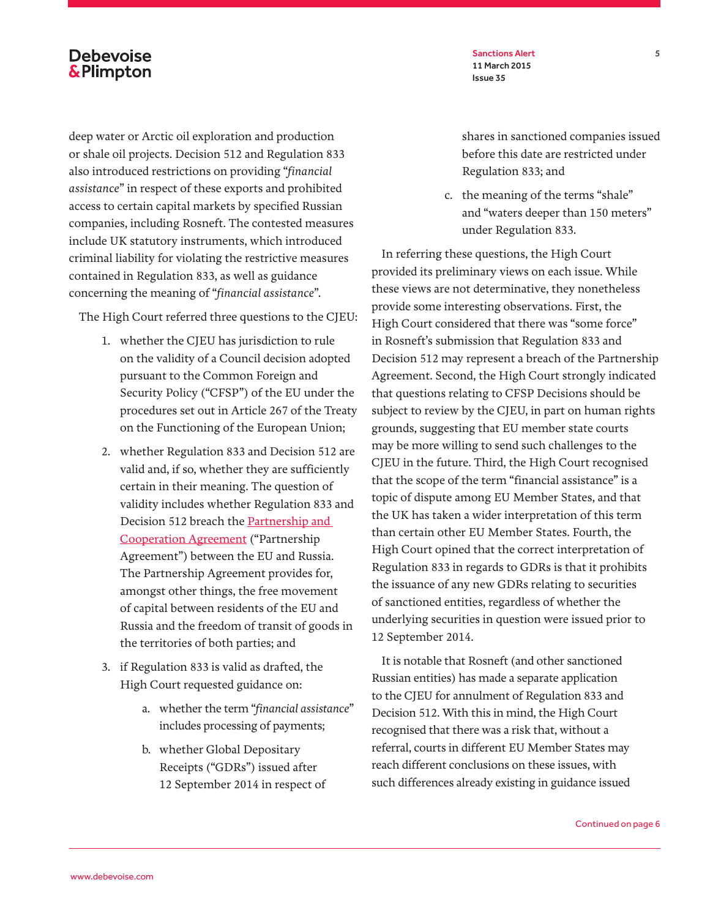deep water or Arctic oil exploration and production or shale oil projects. Decision 512 and Regulation 833 also introduced restrictions on providing "*financial assistance*" in respect of these exports and prohibited access to certain capital markets by specified Russian companies, including Rosneft. The contested measures include UK statutory instruments, which introduced criminal liability for violating the restrictive measures contained in Regulation 833, as well as guidance concerning the meaning of "*financial assistance*".

The High Court referred three questions to the CJEU:

1. whether the CJEU has jurisdiction to rule on the validity of a Council decision adopted pursuant to the Common Foreign and Security Policy ("CFSP") of the EU under the procedures set out in Article 267 of the Treaty on the Functioning of the European Union;
2. whether Regulation 833 and Decision 512 are valid and, if so, whether they are sufficiently certain in their meaning. The question of validity includes whether Regulation 833 and Decision 512 breach the Partnership and Cooperation Agreement ("Partnership Agreement") between the EU and Russia. The Partnership Agreement provides for, amongst other things, the free movement of capital between residents of the EU and Russia and the freedom of transit of goods in the territories of both parties; and
3. if Regulation 833 is valid as drafted, the High Court requested guidance on:
   a. whether the term "*financial assistance*" includes processing of payments;
   b. whether Global Depositary Receipts ("GDRs") issued after 12 September 2014 in respect of shares in sanctioned companies issued before this date are restricted under Regulation 833; and
   c. the meaning of the terms "shale" and "waters deeper than 150 meters" under Regulation 833.

In referring these questions, the High Court provided its preliminary views on each issue. While these views are not determinative, they nonetheless provide some interesting observations. First, the High Court considered that there was "some force" in Rosneft's submission that Regulation 833 and Decision 512 may represent a breach of the Partnership Agreement. Second, the High Court strongly indicated that questions relating to CFSP Decisions should be subject to review by the CJEU, in part on human rights grounds, suggesting that EU member state courts may be more willing to send such challenges to the CJEU in the future. Third, the High Court recognised that the scope of the term "financial assistance" is a topic of dispute among EU Member States, and that the UK has taken a wider interpretation of this term than certain other EU Member States. Fourth, the High Court opined that the correct interpretation of Regulation 833 in regards to GDRs is that it prohibits the issuance of any new GDRs relating to securities of sanctioned entities, regardless of whether the underlying securities in question were issued prior to 12 September 2014.

It is notable that Rosneft (and other sanctioned Russian entities) has made a separate application to the CJEU for annulment of Regulation 833 and Decision 512. With this in mind, the High Court recognised that there was a risk that, without a referral, courts in different EU Member States may reach different conclusions on these issues, with such differences already existing in guidance issued

Continued on page 6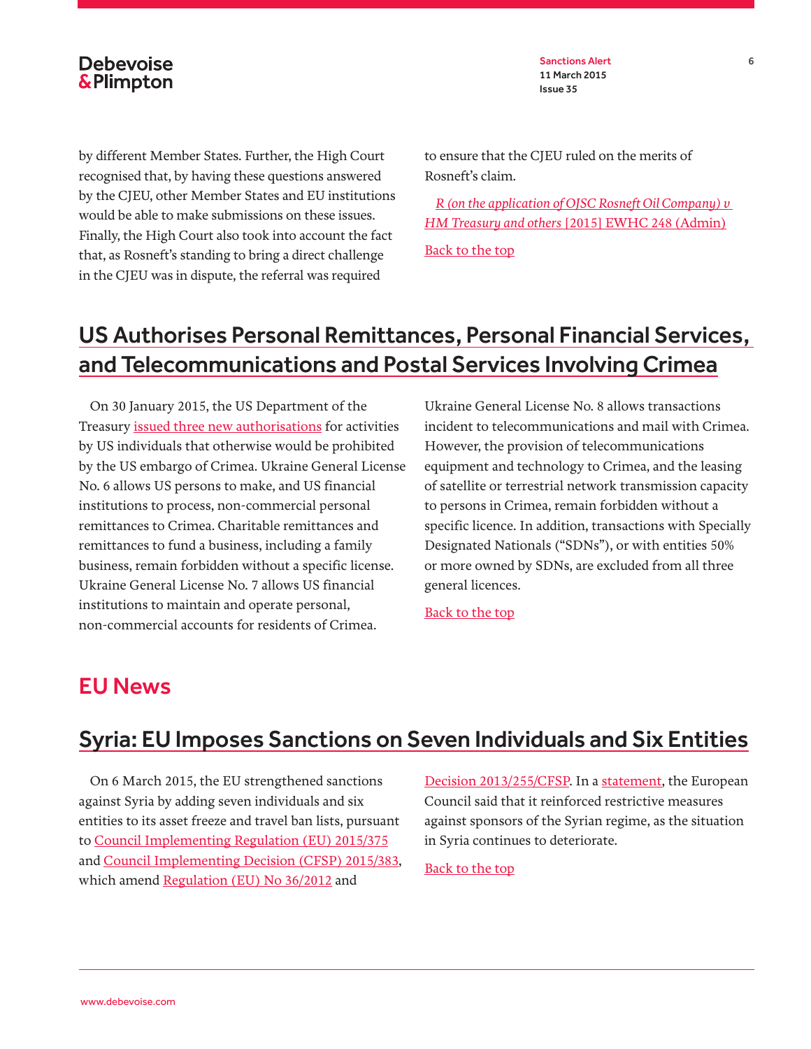by different Member States. Further, the High Court recognised that, by having these questions answered by the CJEU, other Member States and EU institutions would be able to make submissions on these issues. Finally, the High Court also took into account the fact that, as Rosneft's standing to bring a direct challenge in the CJEU was in dispute, the referral was required to ensure that the CJEU ruled on the merits of Rosneft's claim.

*R (on the application of OJSC Rosneft Oil Company) v HM Treasury and others* [2015] EWHC 248 (Admin)

Back to the top

## US Authorises Personal Remittances, Personal Financial Services, and Telecommunications and Postal Services Involving Crimea

On 30 January 2015, the US Department of the Treasury issued three new authorisations for activities by US individuals that otherwise would be prohibited by the US embargo of Crimea. Ukraine General License No. 6 allows US persons to make, and US financial institutions to process, non-commercial personal remittances to Crimea. Charitable remittances and remittances to fund a business, including a family business, remain forbidden without a specific license. Ukraine General License No. 7 allows US financial institutions to maintain and operate personal, non-commercial accounts for residents of Crimea. Ukraine General License No. 8 allows transactions incident to telecommunications and mail with Crimea. However, the provision of telecommunications equipment and technology to Crimea, and the leasing of satellite or terrestrial network transmission capacity to persons in Crimea, remain forbidden without a specific licence. In addition, transactions with Specially Designated Nationals ("SDNs"), or with entities 50% or more owned by SDNs, are excluded from all three general licences.

Back to the top

# EU News

## Syria: EU Imposes Sanctions on Seven Individuals and Six Entities

On 6 March 2015, the EU strengthened sanctions against Syria by adding seven individuals and six entities to its asset freeze and travel ban lists, pursuant to Council Implementing Regulation (EU) 2015/375 and Council Implementing Decision (CFSP) 2015/383, which amend Regulation (EU) No 36/2012 and Decision 2013/255/CFSP. In a statement, the European Council said that it reinforced restrictive measures against sponsors of the Syrian regime, as the situation in Syria continues to deteriorate.

Back to the top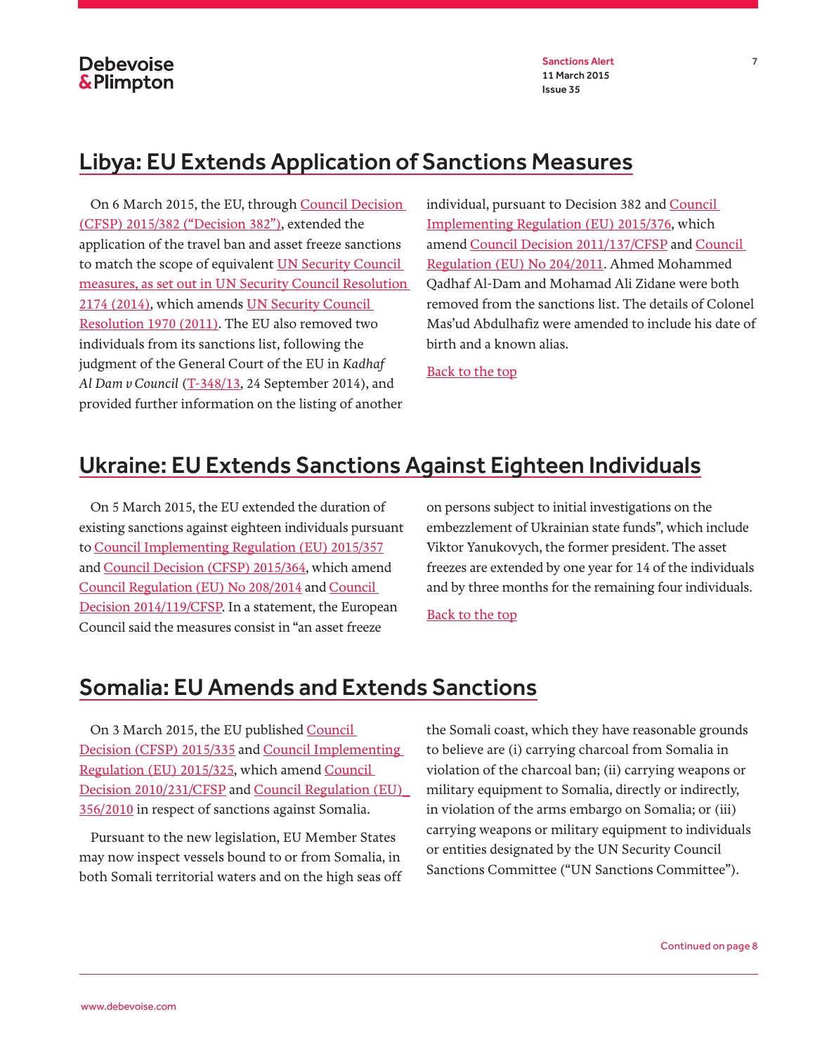## Libya: EU Extends Application of Sanctions Measures

On 6 March 2015, the EU, through Council Decision (CFSP) 2015/382 ("Decision 382"), extended the application of the travel ban and asset freeze sanctions to match the scope of equivalent UN Security Council measures, as set out in UN Security Council Resolution 2174 (2014), which amends UN Security Council Resolution 1970 (2011). The EU also removed two individuals from its sanctions list, following the judgment of the General Court of the EU in *Kadhaf Al Dam v Council* (T-348/13, 24 September 2014), and provided further information on the listing of another individual, pursuant to Decision 382 and Council Implementing Regulation (EU) 2015/376, which amend Council Decision 2011/137/CFSP and Council Regulation (EU) No 204/2011. Ahmed Mohammed Qadhaf Al-Dam and Mohamad Ali Zidane were both removed from the sanctions list. The details of Colonel Mas'ud Abdulhafiz were amended to include his date of birth and a known alias.

Back to the top

## Ukraine: EU Extends Sanctions Against Eighteen Individuals

On 5 March 2015, the EU extended the duration of existing sanctions against eighteen individuals pursuant to Council Implementing Regulation (EU) 2015/357 and Council Decision (CFSP) 2015/364, which amend Council Regulation (EU) No 208/2014 and Council Decision 2014/119/CFSP. In a statement, the European Council said the measures consist in "an asset freeze on persons subject to initial investigations on the embezzlement of Ukrainian state funds", which include Viktor Yanukovych, the former president. The asset freezes are extended by one year for 14 of the individuals and by three months for the remaining four individuals.

Back to the top

## Somalia: EU Amends and Extends Sanctions

On 3 March 2015, the EU published Council Decision (CFSP) 2015/335 and Council Implementing Regulation (EU) 2015/325, which amend Council Decision 2010/231/CFSP and Council Regulation (EU) 356/2010 in respect of sanctions against Somalia.

Pursuant to the new legislation, EU Member States may now inspect vessels bound to or from Somalia, in both Somali territorial waters and on the high seas off the Somali coast, which they have reasonable grounds to believe are (i) carrying charcoal from Somalia in violation of the charcoal ban; (ii) carrying weapons or military equipment to Somalia, directly or indirectly, in violation of the arms embargo on Somalia; or (iii) carrying weapons or military equipment to individuals or entities designated by the UN Security Council Sanctions Committee ("UN Sanctions Committee").

Continued on page 8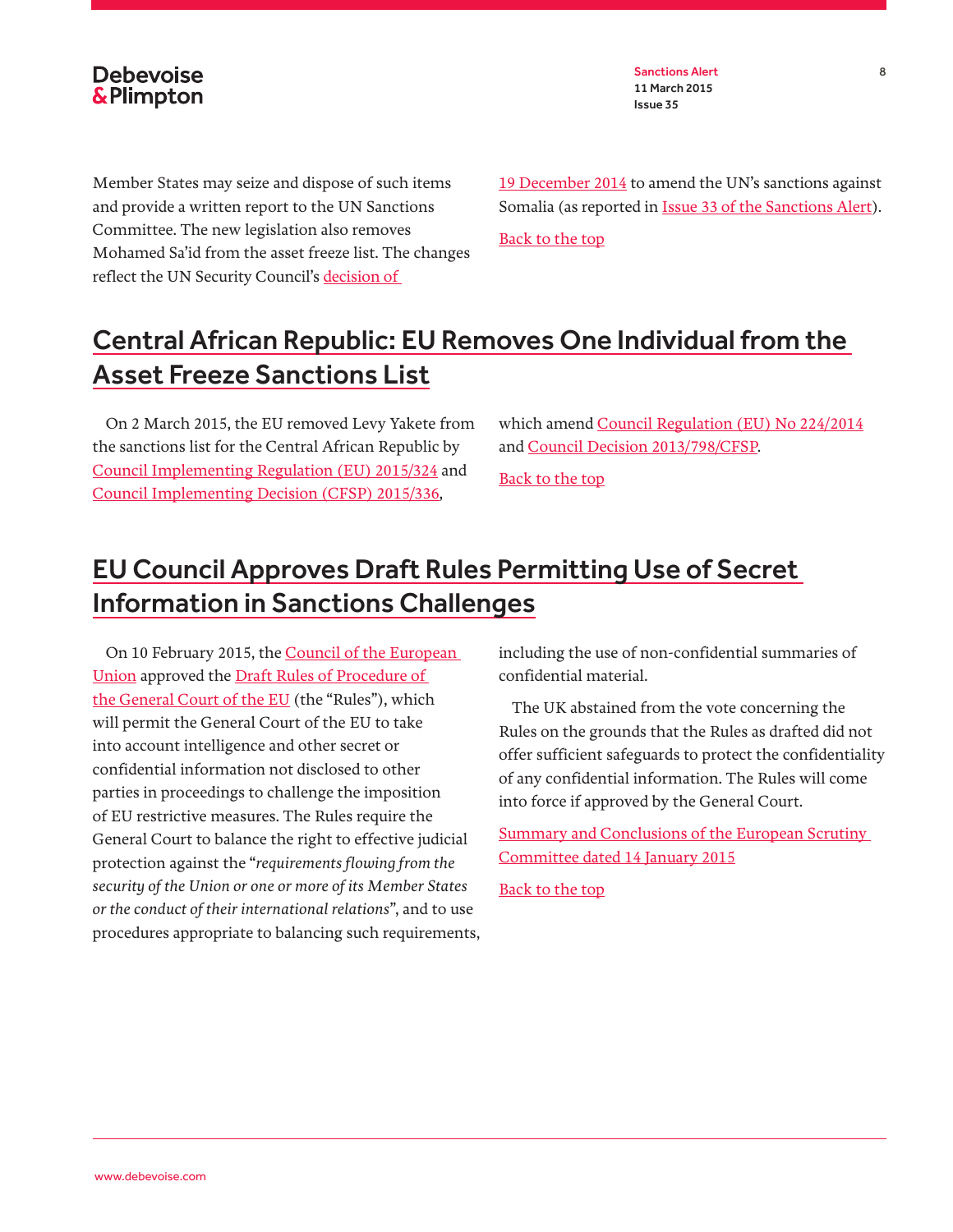Member States may seize and dispose of such items and provide a written report to the UN Sanctions Committee. The new legislation also removes Mohamed Sa'id from the asset freeze list. The changes reflect the UN Security Council's decision of 19 December 2014 to amend the UN's sanctions against Somalia (as reported in Issue 33 of the Sanctions Alert).

Back to the top

## Central African Republic: EU Removes One Individual from the Asset Freeze Sanctions List

On 2 March 2015, the EU removed Levy Yakete from the sanctions list for the Central African Republic by Council Implementing Regulation (EU) 2015/324 and Council Implementing Decision (CFSP) 2015/336, which amend Council Regulation (EU) No 224/2014 and Council Decision 2013/798/CFSP.

Back to the top

## EU Council Approves Draft Rules Permitting Use of Secret Information in Sanctions Challenges

On 10 February 2015, the Council of the European Union approved the Draft Rules of Procedure of the General Court of the EU (the "Rules"), which will permit the General Court of the EU to take into account intelligence and other secret or confidential information not disclosed to other parties in proceedings to challenge the imposition of EU restrictive measures. The Rules require the General Court to balance the right to effective judicial protection against the "*requirements flowing from the security of the Union or one or more of its Member States or the conduct of their international relations*", and to use procedures appropriate to balancing such requirements, including the use of non-confidential summaries of confidential material.

The UK abstained from the vote concerning the Rules on the grounds that the Rules as drafted did not offer sufficient safeguards to protect the confidentiality of any confidential information. The Rules will come into force if approved by the General Court.

Summary and Conclusions of the European Scrutiny Committee dated 14 January 2015

Back to the top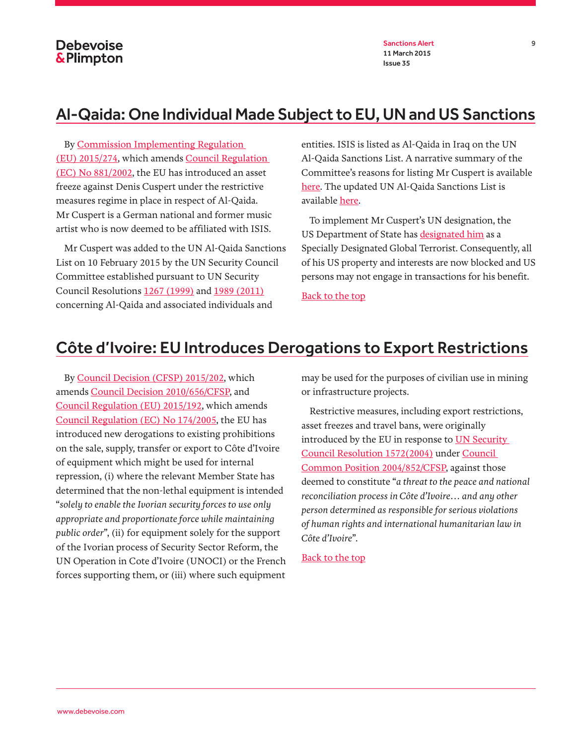## Al-Qaida: One Individual Made Subject to EU, UN and US Sanctions

By Commission Implementing Regulation (EU) 2015/274, which amends Council Regulation (EC) No 881/2002, the EU has introduced an asset freeze against Denis Cuspert under the restrictive measures regime in place in respect of Al-Qaida. Mr Cuspert is a German national and former music artist who is now deemed to be affiliated with ISIS.

Mr Cuspert was added to the UN Al-Qaida Sanctions List on 10 February 2015 by the UN Security Council Committee established pursuant to UN Security Council Resolutions 1267 (1999) and 1989 (2011) concerning Al-Qaida and associated individuals and entities. ISIS is listed as Al-Qaida in Iraq on the UN Al-Qaida Sanctions List. A narrative summary of the Committee's reasons for listing Mr Cuspert is available here. The updated UN Al-Qaida Sanctions List is available here.

To implement Mr Cuspert's UN designation, the US Department of State has designated him as a Specially Designated Global Terrorist. Consequently, all of his US property and interests are now blocked and US persons may not engage in transactions for his benefit.

Back to the top

## Côte d'Ivoire: EU Introduces Derogations to Export Restrictions

By Council Decision (CFSP) 2015/202, which amends Council Decision 2010/656/CFSP, and Council Regulation (EU) 2015/192, which amends Council Regulation (EC) No 174/2005, the EU has introduced new derogations to existing prohibitions on the sale, supply, transfer or export to Côte d'Ivoire of equipment which might be used for internal repression, (i) where the relevant Member State has determined that the non-lethal equipment is intended "*solely to enable the Ivorian security forces to use only appropriate and proportionate force while maintaining public order*", (ii) for equipment solely for the support of the Ivorian process of Security Sector Reform, the UN Operation in Cote d'Ivoire (UNOCI) or the French forces supporting them, or (iii) where such equipment may be used for the purposes of civilian use in mining or infrastructure projects.

Restrictive measures, including export restrictions, asset freezes and travel bans, were originally introduced by the EU in response to UN Security Council Resolution 1572(2004) under Council Common Position 2004/852/CFSP, against those deemed to constitute "*a threat to the peace and national reconciliation process in Côte d'Ivoire… and any other person determined as responsible for serious violations of human rights and international humanitarian law in Côte d'Ivoire*".

Back to the top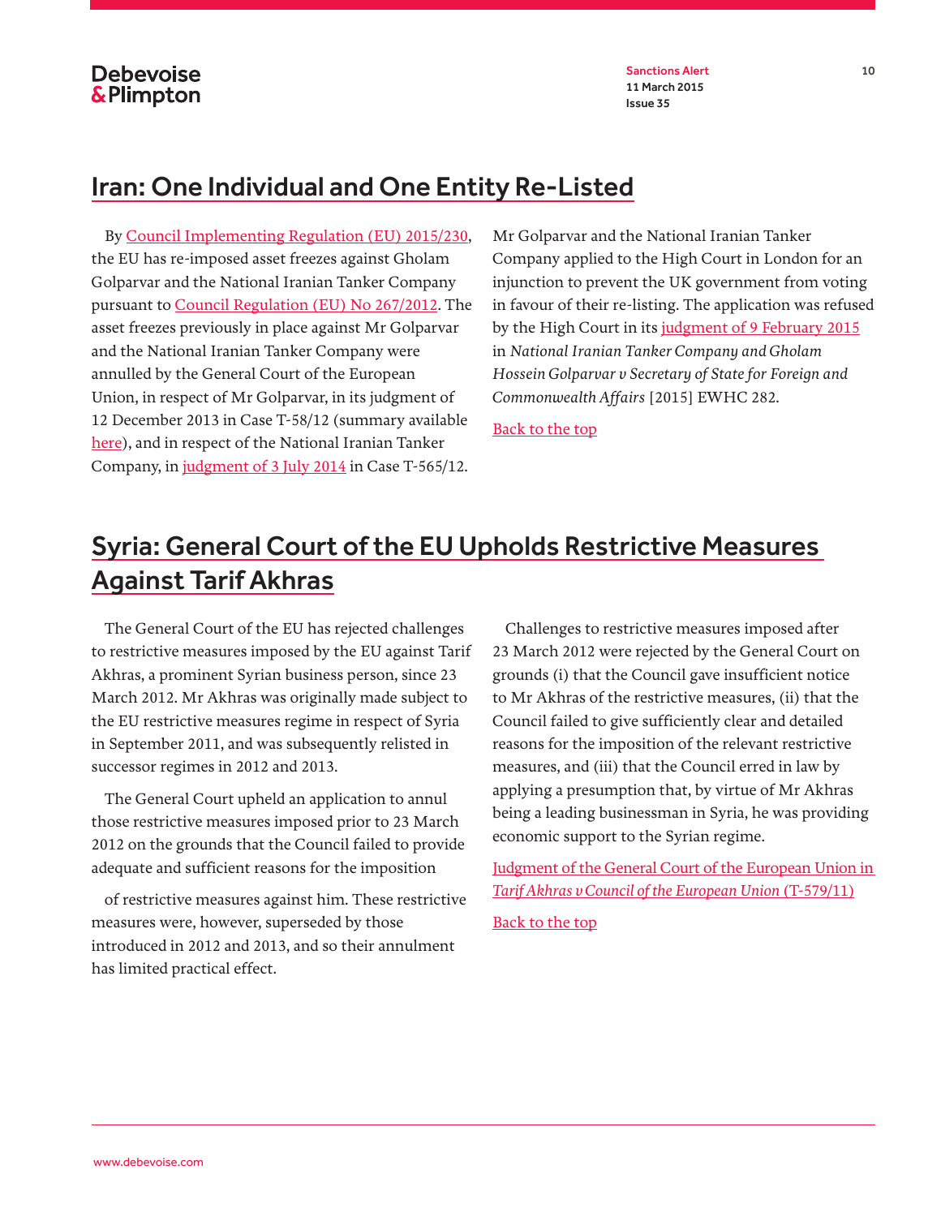## Iran: One Individual and One Entity Re-Listed

By Council Implementing Regulation (EU) 2015/230, the EU has re-imposed asset freezes against Gholam Golparvar and the National Iranian Tanker Company pursuant to Council Regulation (EU) No 267/2012. The asset freezes previously in place against Mr Golparvar and the National Iranian Tanker Company were annulled by the General Court of the European Union, in respect of Mr Golparvar, in its judgment of 12 December 2013 in Case T-58/12 (summary available here), and in respect of the National Iranian Tanker Company, in judgment of 3 July 2014 in Case T-565/12.

Mr Golparvar and the National Iranian Tanker Company applied to the High Court in London for an injunction to prevent the UK government from voting in favour of their re-listing. The application was refused by the High Court in its judgment of 9 February 2015 in *National Iranian Tanker Company and Gholam Hossein Golparvar v Secretary of State for Foreign and Commonwealth Affairs* [2015] EWHC 282.

Back to the top

## Syria: General Court of the EU Upholds Restrictive Measures Against Tarif Akhras

The General Court of the EU has rejected challenges to restrictive measures imposed by the EU against Tarif Akhras, a prominent Syrian business person, since 23 March 2012. Mr Akhras was originally made subject to the EU restrictive measures regime in respect of Syria in September 2011, and was subsequently relisted in successor regimes in 2012 and 2013.

The General Court upheld an application to annul those restrictive measures imposed prior to 23 March 2012 on the grounds that the Council failed to provide adequate and sufficient reasons for the imposition of restrictive measures against him. These restrictive measures were, however, superseded by those introduced in 2012 and 2013, and so their annulment has limited practical effect.

Challenges to restrictive measures imposed after 23 March 2012 were rejected by the General Court on grounds (i) that the Council gave insufficient notice to Mr Akhras of the restrictive measures, (ii) that the Council failed to give sufficiently clear and detailed reasons for the imposition of the relevant restrictive measures, and (iii) that the Council erred in law by applying a presumption that, by virtue of Mr Akhras being a leading businessman in Syria, he was providing economic support to the Syrian regime.

Judgment of the General Court of the European Union in *Tarif Akhras v Council of the European Union* (T-579/11)

Back to the top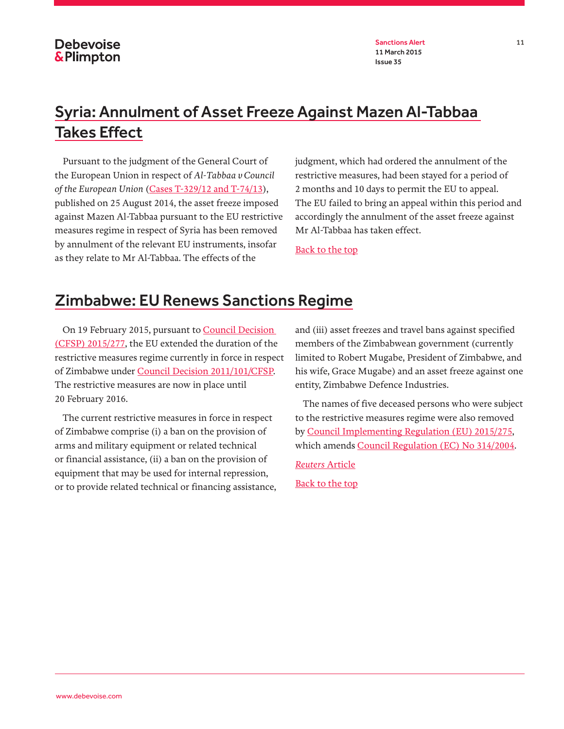## Syria: Annulment of Asset Freeze Against Mazen Al-Tabbaa Takes Effect

Pursuant to the judgment of the General Court of the European Union in respect of *Al-Tabbaa v Council of the European Union* (Cases T-329/12 and T-74/13), published on 25 August 2014, the asset freeze imposed against Mazen Al-Tabbaa pursuant to the EU restrictive measures regime in respect of Syria has been removed by annulment of the relevant EU instruments, insofar as they relate to Mr Al-Tabbaa. The effects of the judgment, which had ordered the annulment of the restrictive measures, had been stayed for a period of 2 months and 10 days to permit the EU to appeal. The EU failed to bring an appeal within this period and accordingly the annulment of the asset freeze against Mr Al-Tabbaa has taken effect.

Back to the top

## Zimbabwe: EU Renews Sanctions Regime

On 19 February 2015, pursuant to Council Decision (CFSP) 2015/277, the EU extended the duration of the restrictive measures regime currently in force in respect of Zimbabwe under Council Decision 2011/101/CFSP. The restrictive measures are now in place until 20 February 2016.

The current restrictive measures in force in respect of Zimbabwe comprise (i) a ban on the provision of arms and military equipment or related technical or financial assistance, (ii) a ban on the provision of equipment that may be used for internal repression, or to provide related technical or financing assistance, and (iii) asset freezes and travel bans against specified members of the Zimbabwean government (currently limited to Robert Mugabe, President of Zimbabwe, and his wife, Grace Mugabe) and an asset freeze against one entity, Zimbabwe Defence Industries.

The names of five deceased persons who were subject to the restrictive measures regime were also removed by Council Implementing Regulation (EU) 2015/275, which amends Council Regulation (EC) No 314/2004.

*Reuters* Article

Back to the top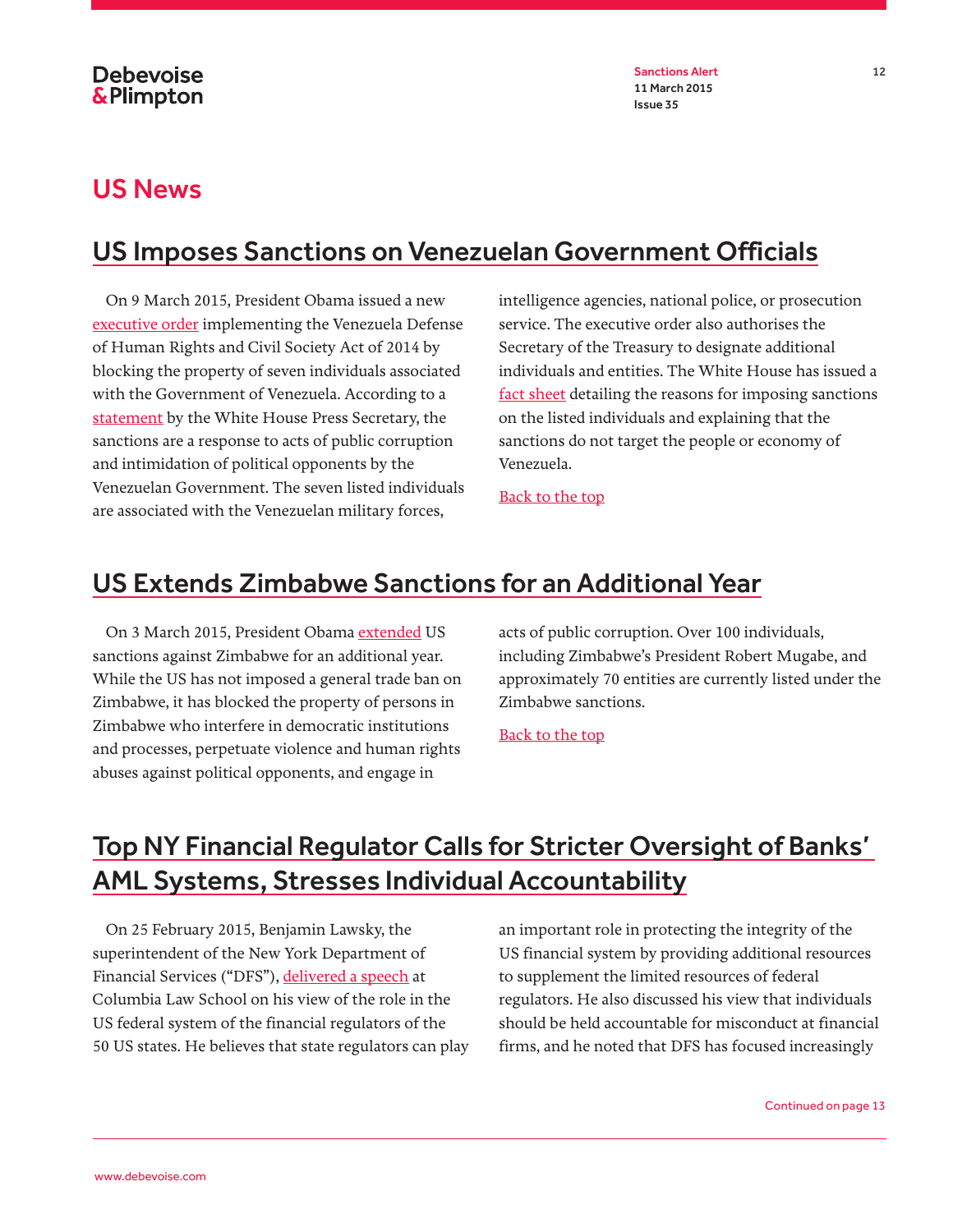# US News

## US Imposes Sanctions on Venezuelan Government Officials

On 9 March 2015, President Obama issued a new executive order implementing the Venezuela Defense of Human Rights and Civil Society Act of 2014 by blocking the property of seven individuals associated with the Government of Venezuela. According to a statement by the White House Press Secretary, the sanctions are a response to acts of public corruption and intimidation of political opponents by the Venezuelan Government. The seven listed individuals are associated with the Venezuelan military forces, intelligence agencies, national police, or prosecution service. The executive order also authorises the Secretary of the Treasury to designate additional individuals and entities. The White House has issued a fact sheet detailing the reasons for imposing sanctions on the listed individuals and explaining that the sanctions do not target the people or economy of Venezuela.

Back to the top

## US Extends Zimbabwe Sanctions for an Additional Year

On 3 March 2015, President Obama extended US sanctions against Zimbabwe for an additional year. While the US has not imposed a general trade ban on Zimbabwe, it has blocked the property of persons in Zimbabwe who interfere in democratic institutions and processes, perpetuate violence and human rights abuses against political opponents, and engage in acts of public corruption. Over 100 individuals, including Zimbabwe's President Robert Mugabe, and approximately 70 entities are currently listed under the Zimbabwe sanctions.

Back to the top

## Top NY Financial Regulator Calls for Stricter Oversight of Banks' AML Systems, Stresses Individual Accountability

On 25 February 2015, Benjamin Lawsky, the superintendent of the New York Department of Financial Services ("DFS"), delivered a speech at Columbia Law School on his view of the role in the US federal system of the financial regulators of the 50 US states. He believes that state regulators can play an important role in protecting the integrity of the US financial system by providing additional resources to supplement the limited resources of federal regulators. He also discussed his view that individuals should be held accountable for misconduct at financial firms, and he noted that DFS has focused increasingly

Continued on page 13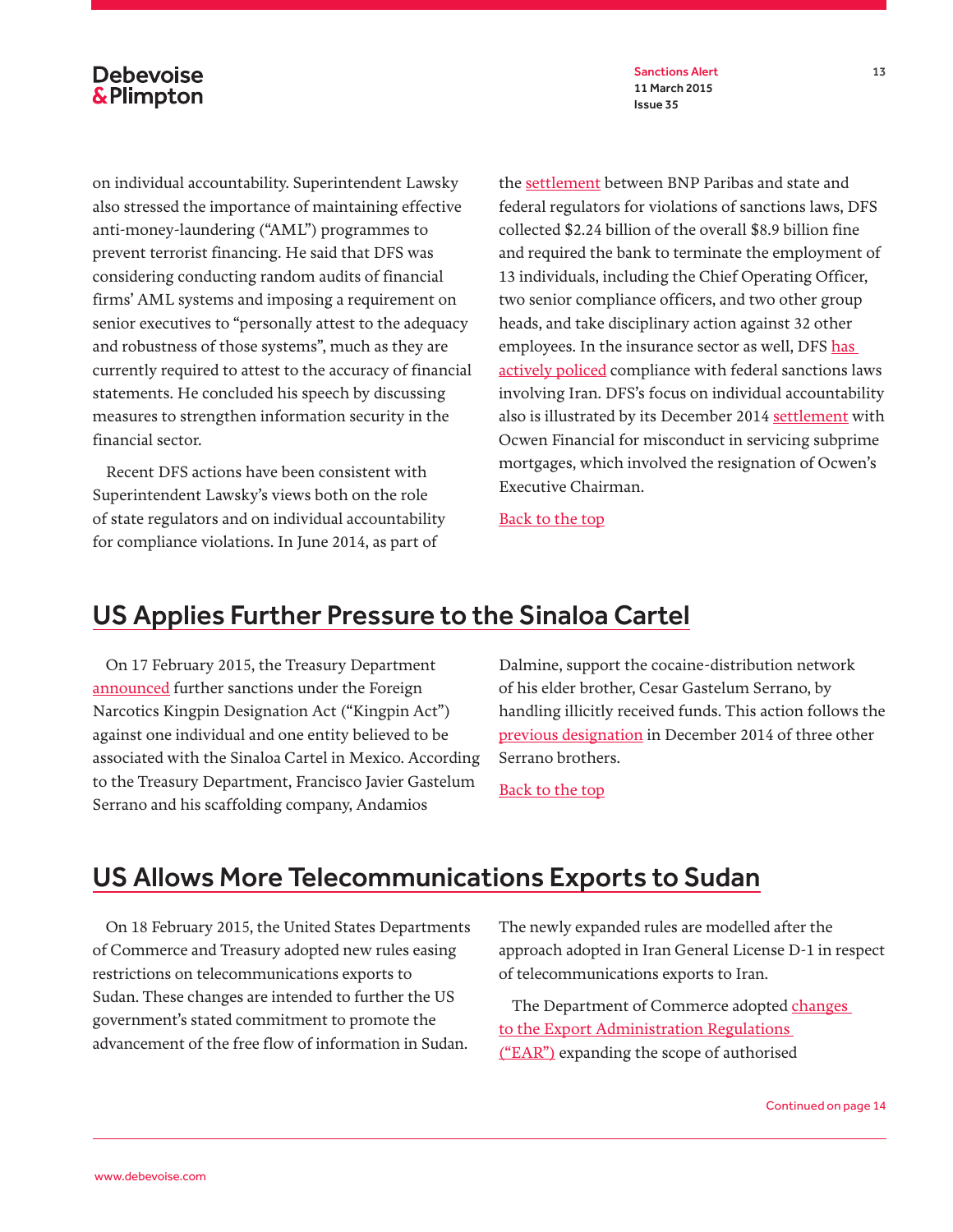on individual accountability. Superintendent Lawsky also stressed the importance of maintaining effective anti-money-laundering ("AML") programmes to prevent terrorist financing. He said that DFS was considering conducting random audits of financial firms' AML systems and imposing a requirement on senior executives to "personally attest to the adequacy and robustness of those systems", much as they are currently required to attest to the accuracy of financial statements. He concluded his speech by discussing measures to strengthen information security in the financial sector.

Recent DFS actions have been consistent with Superintendent Lawsky's views both on the role of state regulators and on individual accountability for compliance violations. In June 2014, as part of the settlement between BNP Paribas and state and federal regulators for violations of sanctions laws, DFS collected $2.24 billion of the overall $8.9 billion fine and required the bank to terminate the employment of 13 individuals, including the Chief Operating Officer, two senior compliance officers, and two other group heads, and take disciplinary action against 32 other employees. In the insurance sector as well, DFS has actively policed compliance with federal sanctions laws involving Iran. DFS's focus on individual accountability also is illustrated by its December 2014 settlement with Ocwen Financial for misconduct in servicing subprime mortgages, which involved the resignation of Ocwen's Executive Chairman.

Back to the top

## US Applies Further Pressure to the Sinaloa Cartel

On 17 February 2015, the Treasury Department announced further sanctions under the Foreign Narcotics Kingpin Designation Act ("Kingpin Act") against one individual and one entity believed to be associated with the Sinaloa Cartel in Mexico. According to the Treasury Department, Francisco Javier Gastelum Serrano and his scaffolding company, Andamios Dalmine, support the cocaine-distribution network of his elder brother, Cesar Gastelum Serrano, by handling illicitly received funds. This action follows the previous designation in December 2014 of three other Serrano brothers.

Back to the top

## US Allows More Telecommunications Exports to Sudan

On 18 February 2015, the United States Departments of Commerce and Treasury adopted new rules easing restrictions on telecommunications exports to Sudan. These changes are intended to further the US government's stated commitment to promote the advancement of the free flow of information in Sudan. The newly expanded rules are modelled after the approach adopted in Iran General License D-1 in respect of telecommunications exports to Iran.

The Department of Commerce adopted changes to the Export Administration Regulations ("EAR") expanding the scope of authorised

Continued on page 14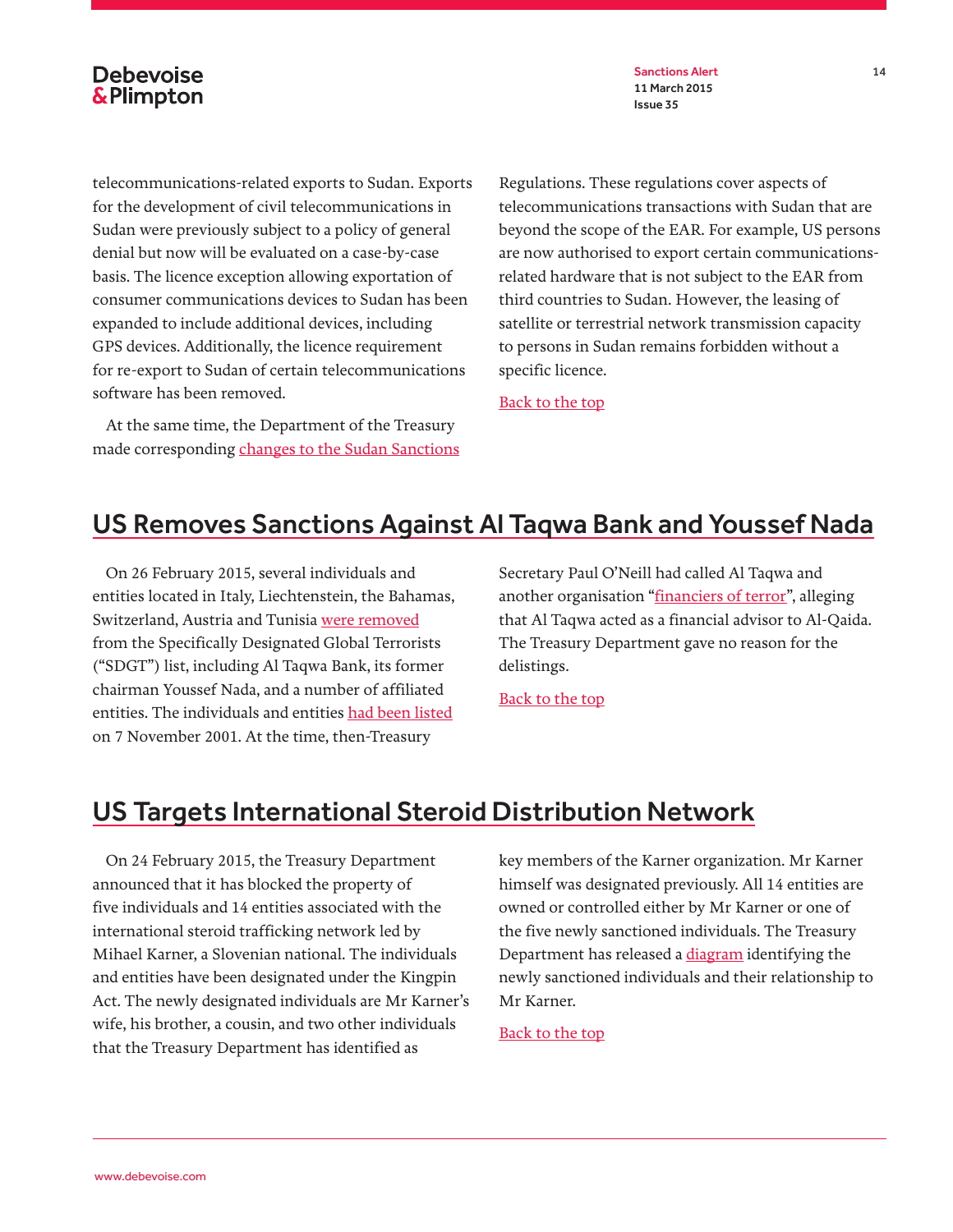telecommunications-related exports to Sudan. Exports for the development of civil telecommunications in Sudan were previously subject to a policy of general denial but now will be evaluated on a case-by-case basis. The licence exception allowing exportation of consumer communications devices to Sudan has been expanded to include additional devices, including GPS devices. Additionally, the licence requirement for re-export to Sudan of certain telecommunications software has been removed.

At the same time, the Department of the Treasury made corresponding changes to the Sudan Sanctions Regulations. These regulations cover aspects of telecommunications transactions with Sudan that are beyond the scope of the EAR. For example, US persons are now authorised to export certain communications-related hardware that is not subject to the EAR from third countries to Sudan. However, the leasing of satellite or terrestrial network transmission capacity to persons in Sudan remains forbidden without a specific licence.

Back to the top

## US Removes Sanctions Against Al Taqwa Bank and Youssef Nada

On 26 February 2015, several individuals and entities located in Italy, Liechtenstein, the Bahamas, Switzerland, Austria and Tunisia were removed from the Specifically Designated Global Terrorists ("SDGT") list, including Al Taqwa Bank, its former chairman Youssef Nada, and a number of affiliated entities. The individuals and entities had been listed on 7 November 2001. At the time, then-Treasury Secretary Paul O'Neill had called Al Taqwa and another organisation "financiers of terror", alleging that Al Taqwa acted as a financial advisor to Al-Qaida. The Treasury Department gave no reason for the delistings.

Back to the top

## US Targets International Steroid Distribution Network

On 24 February 2015, the Treasury Department announced that it has blocked the property of five individuals and 14 entities associated with the international steroid trafficking network led by Mihael Karner, a Slovenian national. The individuals and entities have been designated under the Kingpin Act. The newly designated individuals are Mr Karner's wife, his brother, a cousin, and two other individuals that the Treasury Department has identified as key members of the Karner organization. Mr Karner himself was designated previously. All 14 entities are owned or controlled either by Mr Karner or one of the five newly sanctioned individuals. The Treasury Department has released a diagram identifying the newly sanctioned individuals and their relationship to Mr Karner.

Back to the top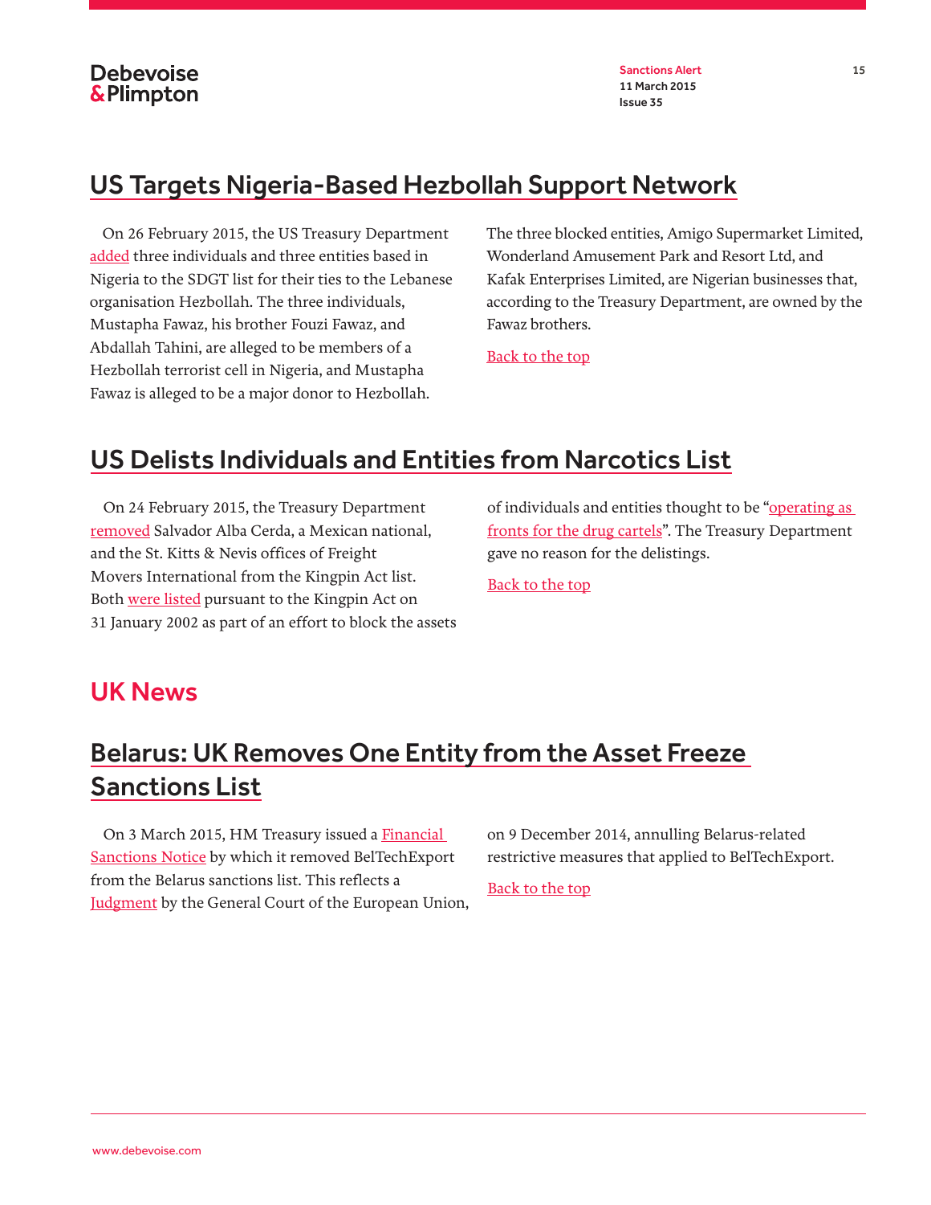## US Targets Nigeria-Based Hezbollah Support Network

On 26 February 2015, the US Treasury Department added three individuals and three entities based in Nigeria to the SDGT list for their ties to the Lebanese organisation Hezbollah. The three individuals, Mustapha Fawaz, his brother Fouzi Fawaz, and Abdallah Tahini, are alleged to be members of a Hezbollah terrorist cell in Nigeria, and Mustapha Fawaz is alleged to be a major donor to Hezbollah. The three blocked entities, Amigo Supermarket Limited, Wonderland Amusement Park and Resort Ltd, and Kafak Enterprises Limited, are Nigerian businesses that, according to the Treasury Department, are owned by the Fawaz brothers.

Back to the top

## US Delists Individuals and Entities from Narcotics List

On 24 February 2015, the Treasury Department removed Salvador Alba Cerda, a Mexican national, and the St. Kitts & Nevis offices of Freight Movers International from the Kingpin Act list. Both were listed pursuant to the Kingpin Act on 31 January 2002 as part of an effort to block the assets of individuals and entities thought to be "operating as fronts for the drug cartels". The Treasury Department gave no reason for the delistings.

Back to the top

# UK News

## Belarus: UK Removes One Entity from the Asset Freeze Sanctions List

On 3 March 2015, HM Treasury issued a Financial Sanctions Notice by which it removed BelTechExport from the Belarus sanctions list. This reflects a Judgment by the General Court of the European Union, on 9 December 2014, annulling Belarus-related restrictive measures that applied to BelTechExport.

Back to the top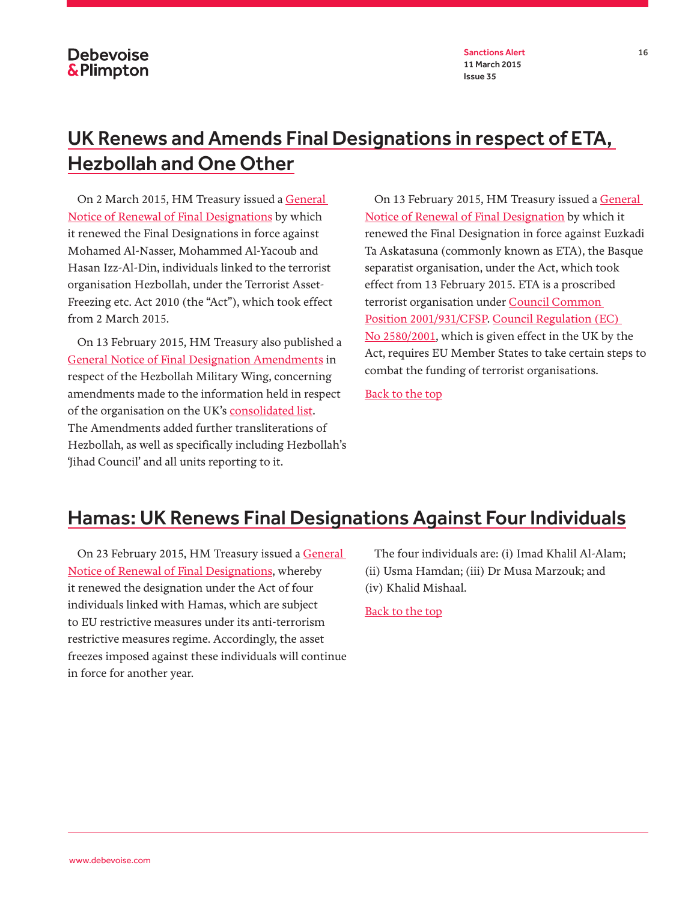## UK Renews and Amends Final Designations in respect of ETA, Hezbollah and One Other

On 2 March 2015, HM Treasury issued a General Notice of Renewal of Final Designations by which it renewed the Final Designations in force against Mohamed Al-Nasser, Mohammed Al-Yacoub and Hasan Izz-Al-Din, individuals linked to the terrorist organisation Hezbollah, under the Terrorist Asset-Freezing etc. Act 2010 (the "Act"), which took effect from 2 March 2015.

On 13 February 2015, HM Treasury also published a General Notice of Final Designation Amendments in respect of the Hezbollah Military Wing, concerning amendments made to the information held in respect of the organisation on the UK's consolidated list. The Amendments added further transliterations of Hezbollah, as well as specifically including Hezbollah's 'Jihad Council' and all units reporting to it.

On 13 February 2015, HM Treasury issued a General Notice of Renewal of Final Designation by which it renewed the Final Designation in force against Euzkadi Ta Askatasuna (commonly known as ETA), the Basque separatist organisation, under the Act, which took effect from 13 February 2015. ETA is a proscribed terrorist organisation under Council Common Position 2001/931/CFSP. Council Regulation (EC) No 2580/2001, which is given effect in the UK by the Act, requires EU Member States to take certain steps to combat the funding of terrorist organisations.

Back to the top

## Hamas: UK Renews Final Designations Against Four Individuals

On 23 February 2015, HM Treasury issued a General Notice of Renewal of Final Designations, whereby it renewed the designation under the Act of four individuals linked with Hamas, which are subject to EU restrictive measures under its anti-terrorism restrictive measures regime. Accordingly, the asset freezes imposed against these individuals will continue in force for another year.

The four individuals are: (i) Imad Khalil Al-Alam; (ii) Usma Hamdan; (iii) Dr Musa Marzouk; and (iv) Khalid Mishaal.

Back to the top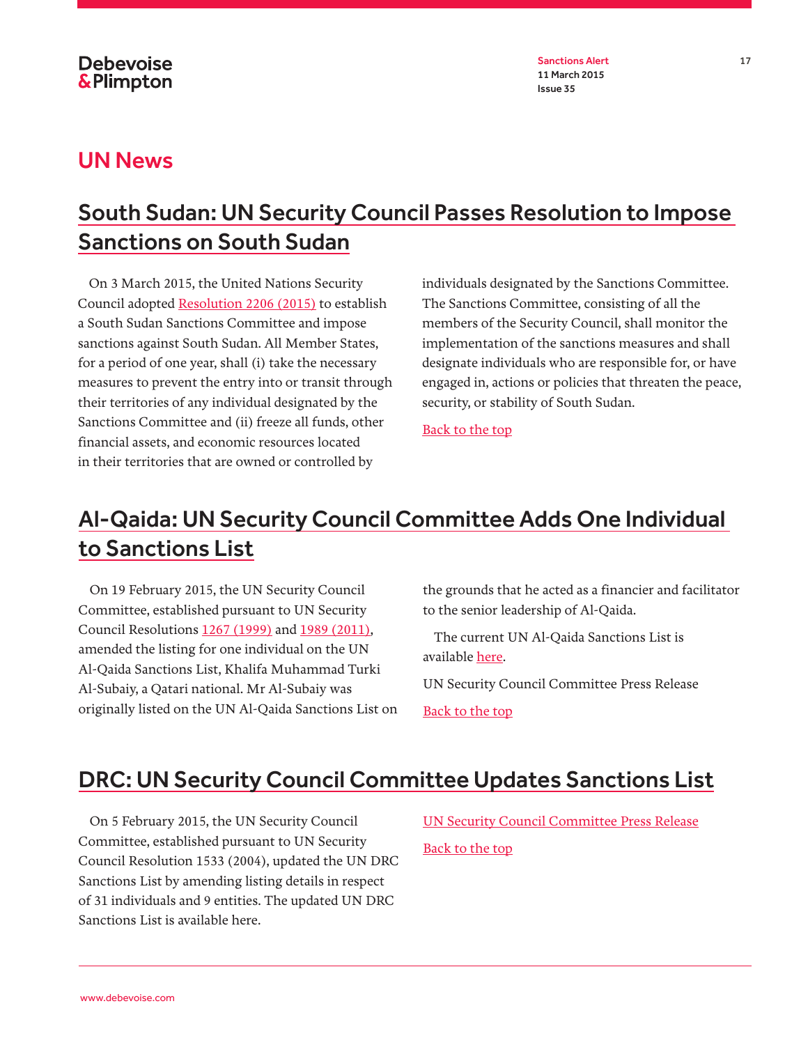# UN News

## South Sudan: UN Security Council Passes Resolution to Impose Sanctions on South Sudan

On 3 March 2015, the United Nations Security Council adopted Resolution 2206 (2015) to establish a South Sudan Sanctions Committee and impose sanctions against South Sudan. All Member States, for a period of one year, shall (i) take the necessary measures to prevent the entry into or transit through their territories of any individual designated by the Sanctions Committee and (ii) freeze all funds, other financial assets, and economic resources located in their territories that are owned or controlled by individuals designated by the Sanctions Committee. The Sanctions Committee, consisting of all the members of the Security Council, shall monitor the implementation of the sanctions measures and shall designate individuals who are responsible for, or have engaged in, actions or policies that threaten the peace, security, or stability of South Sudan.

Back to the top

## Al-Qaida: UN Security Council Committee Adds One Individual to Sanctions List

On 19 February 2015, the UN Security Council Committee, established pursuant to UN Security Council Resolutions 1267 (1999) and 1989 (2011), amended the listing for one individual on the UN Al-Qaida Sanctions List, Khalifa Muhammad Turki Al-Subaiy, a Qatari national. Mr Al-Subaiy was originally listed on the UN Al-Qaida Sanctions List on the grounds that he acted as a financier and facilitator to the senior leadership of Al-Qaida.

The current UN Al-Qaida Sanctions List is available here.

UN Security Council Committee Press Release

Back to the top

## DRC: UN Security Council Committee Updates Sanctions List

On 5 February 2015, the UN Security Council Committee, established pursuant to UN Security Council Resolution 1533 (2004), updated the UN DRC Sanctions List by amending listing details in respect of 31 individuals and 9 entities. The updated UN DRC Sanctions List is available here.

UN Security Council Committee Press Release

Back to the top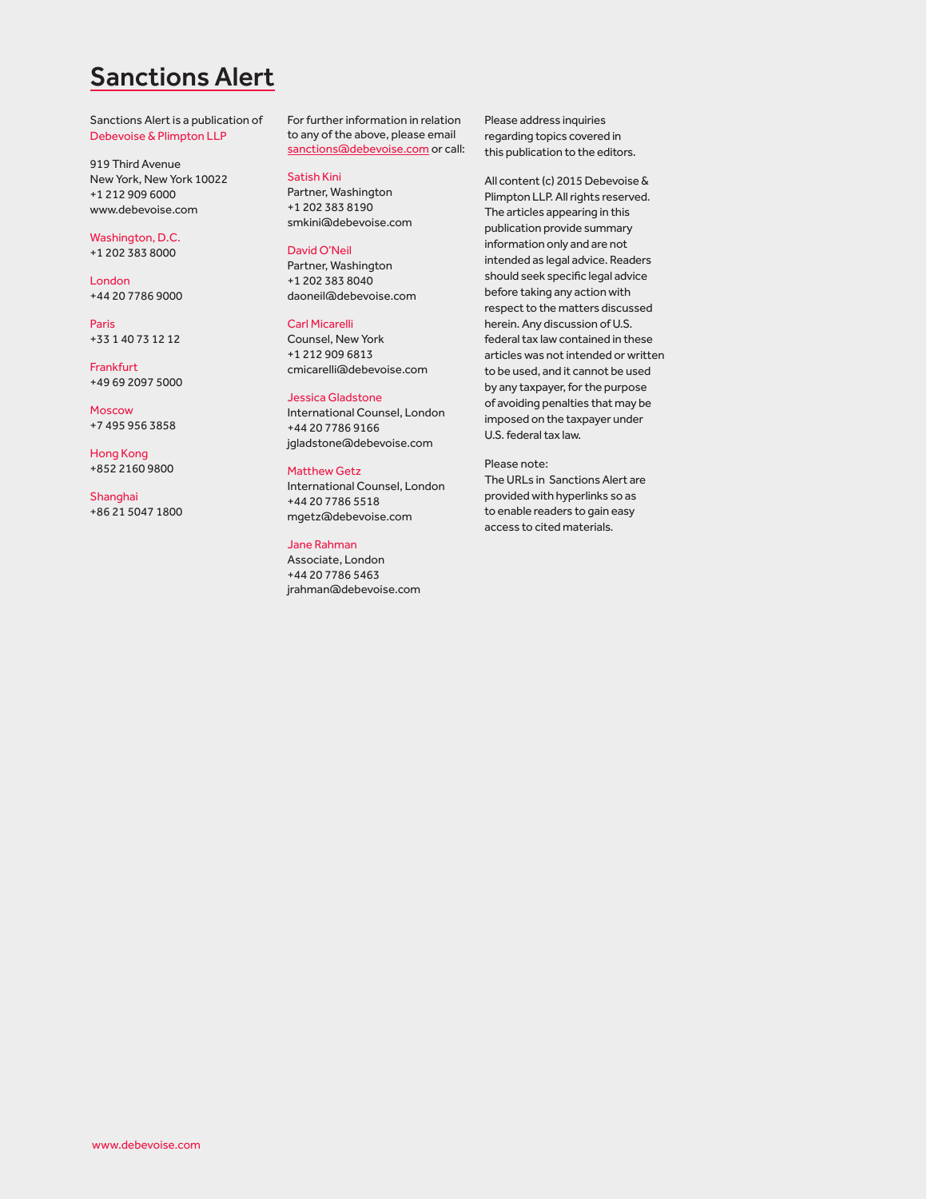# Sanctions Alert

Sanctions Alert is a publication of Debevoise & Plimpton LLP

919 Third Avenue
New York, New York 10022
+1 212 909 6000
www.debevoise.com

Washington, D.C.
+1 202 383 8000

London
+44 20 7786 9000

Paris
+33 1 40 73 12 12

Frankfurt
+49 69 2097 5000

Moscow
+7 495 956 3858

Hong Kong
+852 2160 9800

Shanghai
+86 21 5047 1800

For further information in relation to any of the above, please email sanctions@debevoise.com or call:

Satish Kini
Partner, Washington
+1 202 383 8190
smkini@debevoise.com

David O'Neil
Partner, Washington
+1 202 383 8040
daoneil@debevoise.com

Carl Micarelli
Counsel, New York
+1 212 909 6813
cmicarelli@debevoise.com

Jessica Gladstone
International Counsel, London
+44 20 7786 9166
jgladstone@debevoise.com

Matthew Getz
International Counsel, London
+44 20 7786 5518
mgetz@debevoise.com

Jane Rahman
Associate, London
+44 20 7786 5463
jrahman@debevoise.com

Please address inquiries regarding topics covered in this publication to the editors.

All content (c) 2015 Debevoise & Plimpton LLP. All rights reserved. The articles appearing in this publication provide summary information only and are not intended as legal advice. Readers should seek specific legal advice before taking any action with respect to the matters discussed herein. Any discussion of U.S. federal tax law contained in these articles was not intended or written to be used, and it cannot be used by any taxpayer, for the purpose of avoiding penalties that may be imposed on the taxpayer under U.S. federal tax law.

Please note:
The URLs in Sanctions Alert are provided with hyperlinks so as to enable readers to gain easy access to cited materials.